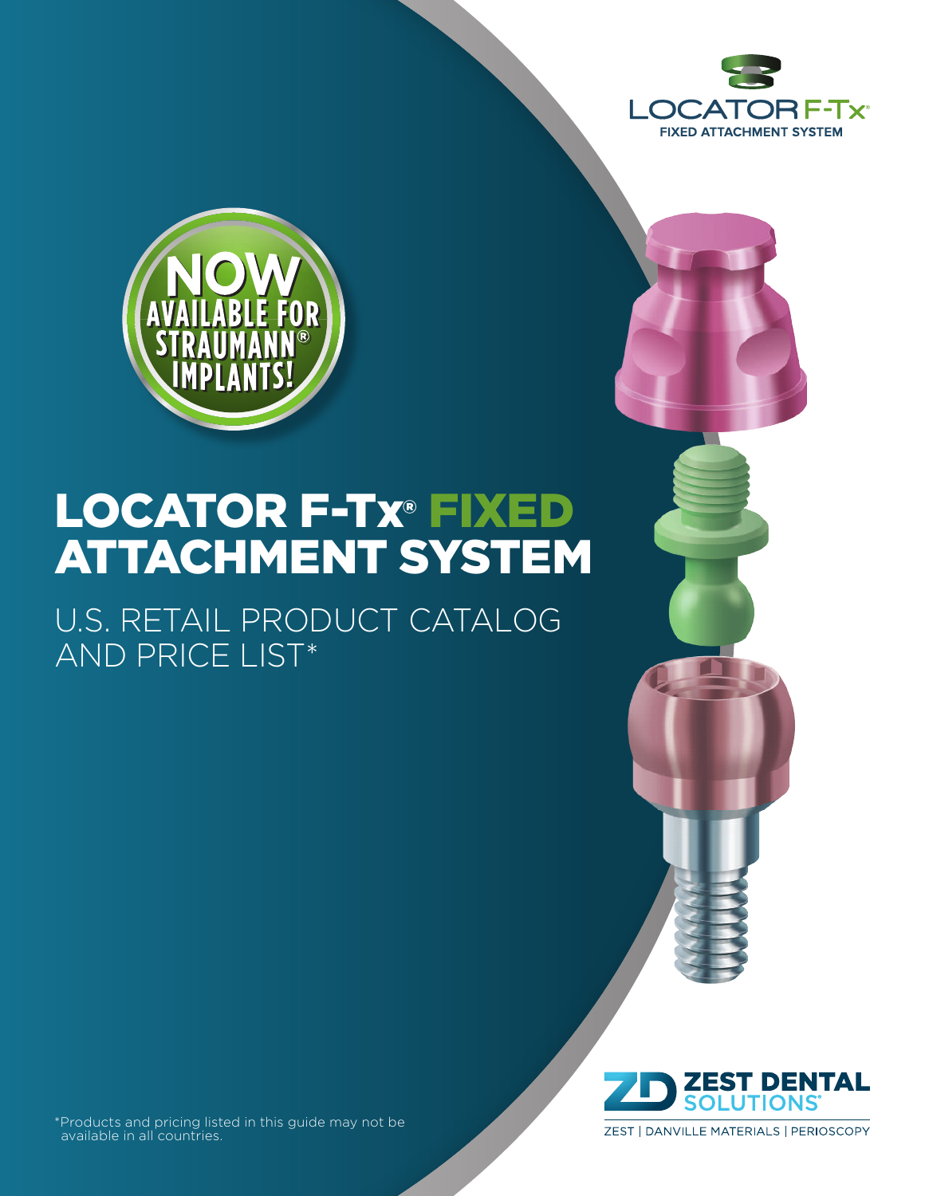LOCATOR F-Tx®
FIXED ATTACHMENT SYSTEM

NOW AVAILABLE FOR STRAUMANN® IMPLANTS!

# LOCATOR F-Tx® FIXED ATTACHMENT SYSTEM

## U.S. RETAIL PRODUCT CATALOG AND PRICE LIST*

*Products and pricing listed in this guide may not be available in all countries.

ZEST DENTAL SOLUTIONS®

ZEST | DANVILLE MATERIALS | PERIOSCOPY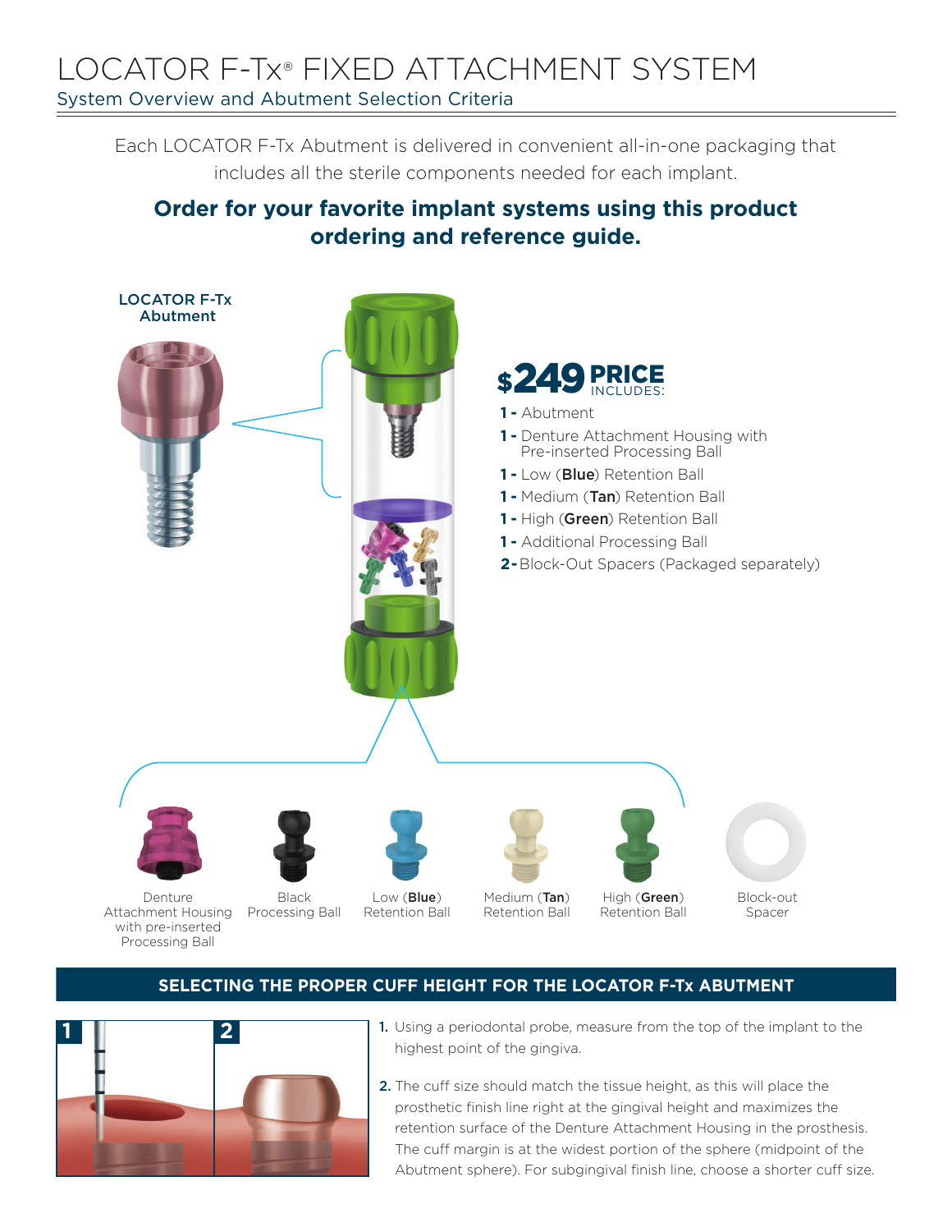# LOCATOR F-Tx® FIXED ATTACHMENT SYSTEM

## System Overview and Abutment Selection Criteria

Each LOCATOR F-Tx Abutment is delivered in convenient all-in-one packaging that includes all the sterile components needed for each implant.

**Order for your favorite implant systems using this product ordering and reference guide.**

LOCATOR F-Tx Abutment

**$249 PRICE** INCLUDES:

- **1 -** Abutment
- **1 -** Denture Attachment Housing with Pre-inserted Processing Ball
- **1 -** Low (**Blue**) Retention Ball
- **1 -** Medium (**Tan**) Retention Ball
- **1 -** High (**Green**) Retention Ball
- **1 -** Additional Processing Ball
- **2 -** Block-Out Spacers (Packaged separately)

Denture Attachment Housing with pre-inserted Processing Ball

Black Processing Ball

Low (**Blue**) Retention Ball

Medium (**Tan**) Retention Ball

High (**Green**) Retention Ball

Block-out Spacer

## SELECTING THE PROPER CUFF HEIGHT FOR THE LOCATOR F-Tx ABUTMENT

1. Using a periodontal probe, measure from the top of the implant to the highest point of the gingiva.
2. The cuff size should match the tissue height, as this will place the prosthetic finish line right at the gingival height and maximizes the retention surface of the Denture Attachment Housing in the prosthesis. The cuff margin is at the widest portion of the sphere (midpoint of the Abutment sphere). For subgingival finish line, choose a shorter cuff size.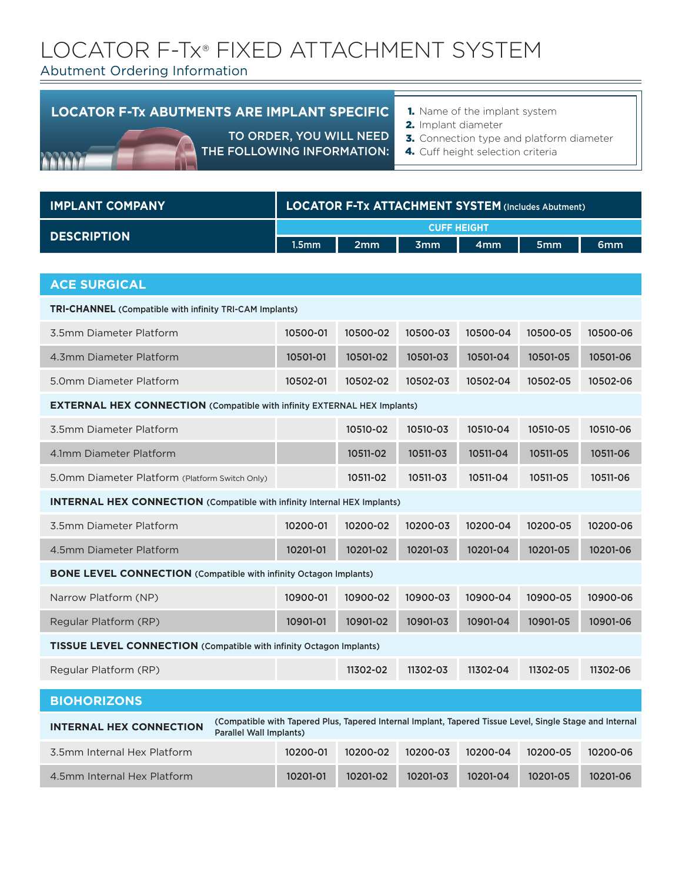# LOCATOR F-Tx® FIXED ATTACHMENT SYSTEM

## Abutment Ordering Information

**LOCATOR F-Tx ABUTMENTS ARE IMPLANT SPECIFIC**

TO ORDER, YOU WILL NEED THE FOLLOWING INFORMATION:

1. Name of the implant system
2. Implant diameter
3. Connection type and platform diameter
4. Cuff height selection criteria

| IMPLANT COMPANY | LOCATOR F-Tx ATTACHMENT SYSTEM (Includes Abutment) | | | | | |
|---|---|---|---|---|---|---|
| DESCRIPTION | CUFF HEIGHT | | | | | |
| | 1.5mm | 2mm | 3mm | 4mm | 5mm | 6mm |
| **ACE SURGICAL** | | | | | | |
| **TRI-CHANNEL** (Compatible with infinity TRI-CAM Implants) | | | | | | |
| 3.5mm Diameter Platform | 10500-01 | 10500-02 | 10500-03 | 10500-04 | 10500-05 | 10500-06 |
| 4.3mm Diameter Platform | 10501-01 | 10501-02 | 10501-03 | 10501-04 | 10501-05 | 10501-06 |
| 5.0mm Diameter Platform | 10502-01 | 10502-02 | 10502-03 | 10502-04 | 10502-05 | 10502-06 |
| **EXTERNAL HEX CONNECTION** (Compatible with infinity EXTERNAL HEX Implants) | | | | | | |
| 3.5mm Diameter Platform | | 10510-02 | 10510-03 | 10510-04 | 10510-05 | 10510-06 |
| 4.1mm Diameter Platform | | 10511-02 | 10511-03 | 10511-04 | 10511-05 | 10511-06 |
| 5.0mm Diameter Platform (Platform Switch Only) | | 10511-02 | 10511-03 | 10511-04 | 10511-05 | 10511-06 |
| **INTERNAL HEX CONNECTION** (Compatible with infinity Internal HEX Implants) | | | | | | |
| 3.5mm Diameter Platform | 10200-01 | 10200-02 | 10200-03 | 10200-04 | 10200-05 | 10200-06 |
| 4.5mm Diameter Platform | 10201-01 | 10201-02 | 10201-03 | 10201-04 | 10201-05 | 10201-06 |
| **BONE LEVEL CONNECTION** (Compatible with infinity Octagon Implants) | | | | | | |
| Narrow Platform (NP) | 10900-01 | 10900-02 | 10900-03 | 10900-04 | 10900-05 | 10900-06 |
| Regular Platform (RP) | 10901-01 | 10901-02 | 10901-03 | 10901-04 | 10901-05 | 10901-06 |
| **TISSUE LEVEL CONNECTION** (Compatible with infinity Octagon Implants) | | | | | | |
| Regular Platform (RP) | | 11302-02 | 11302-03 | 11302-04 | 11302-05 | 11302-06 |
| **BIOHORIZONS** | | | | | | |
| **INTERNAL HEX CONNECTION** (Compatible with Tapered Plus, Tapered Internal Implant, Tapered Tissue Level, Single Stage and Internal Parallel Wall Implants) | | | | | | |
| 3.5mm Internal Hex Platform | 10200-01 | 10200-02 | 10200-03 | 10200-04 | 10200-05 | 10200-06 |
| 4.5mm Internal Hex Platform | 10201-01 | 10201-02 | 10201-03 | 10201-04 | 10201-05 | 10201-06 |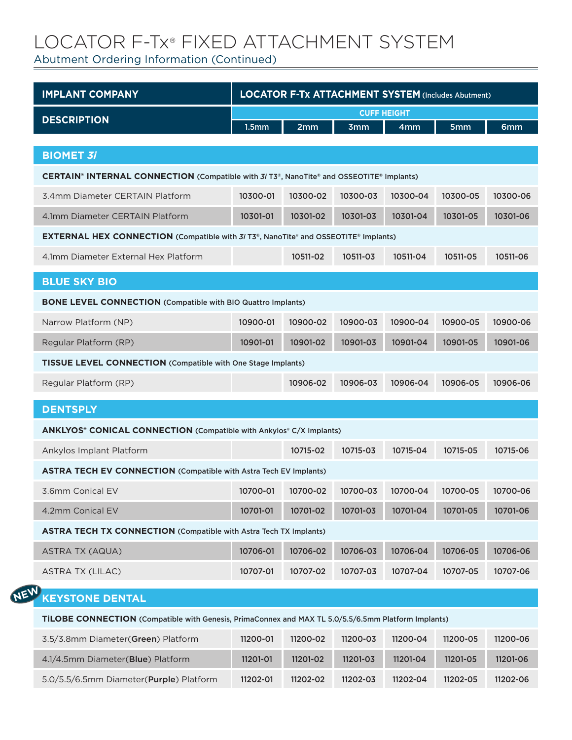# LOCATOR F-Tx® FIXED ATTACHMENT SYSTEM

## Abutment Ordering Information (Continued)

| IMPLANT COMPANY | LOCATOR F-Tx ATTACHMENT SYSTEM (Includes Abutment) | | | | | |
|---|---|---|---|---|---|---|
| DESCRIPTION | CUFF HEIGHT | | | | | |
| | 1.5mm | 2mm | 3mm | 4mm | 5mm | 6mm |
| **BIOMET *3i*** | | | | | | |
| **CERTAIN® INTERNAL CONNECTION** (Compatible with *3i* T3®, NanoTite® and OSSEOTITE® Implants) | | | | | | |
| 3.4mm Diameter CERTAIN Platform | 10300-01 | 10300-02 | 10300-03 | 10300-04 | 10300-05 | 10300-06 |
| 4.1mm Diameter CERTAIN Platform | 10301-01 | 10301-02 | 10301-03 | 10301-04 | 10301-05 | 10301-06 |
| **EXTERNAL HEX CONNECTION** (Compatible with *3i* T3®, NanoTite® and OSSEOTITE® Implants) | | | | | | |
| 4.1mm Diameter External Hex Platform | | 10511-02 | 10511-03 | 10511-04 | 10511-05 | 10511-06 |
| **BLUE SKY BIO** | | | | | | |
| **BONE LEVEL CONNECTION** (Compatible with BIO Quattro Implants) | | | | | | |
| Narrow Platform (NP) | 10900-01 | 10900-02 | 10900-03 | 10900-04 | 10900-05 | 10900-06 |
| Regular Platform (RP) | 10901-01 | 10901-02 | 10901-03 | 10901-04 | 10901-05 | 10901-06 |
| **TISSUE LEVEL CONNECTION** (Compatible with One Stage Implants) | | | | | | |
| Regular Platform (RP) | | 10906-02 | 10906-03 | 10906-04 | 10906-05 | 10906-06 |
| **DENTSPLY** | | | | | | |
| **ANKLYOS® CONICAL CONNECTION** (Compatible with Ankylos® C/X Implants) | | | | | | |
| Ankylos Implant Platform | | 10715-02 | 10715-03 | 10715-04 | 10715-05 | 10715-06 |
| **ASTRA TECH EV CONNECTION** (Compatible with Astra Tech EV Implants) | | | | | | |
| 3.6mm Conical EV | 10700-01 | 10700-02 | 10700-03 | 10700-04 | 10700-05 | 10700-06 |
| 4.2mm Conical EV | 10701-01 | 10701-02 | 10701-03 | 10701-04 | 10701-05 | 10701-06 |
| **ASTRA TECH TX CONNECTION** (Compatible with Astra Tech TX Implants) | | | | | | |
| ASTRA TX (AQUA) | 10706-01 | 10706-02 | 10706-03 | 10706-04 | 10706-05 | 10706-06 |
| ASTRA TX (LILAC) | 10707-01 | 10707-02 | 10707-03 | 10707-04 | 10707-05 | 10707-06 |
| **NEW KEYSTONE DENTAL** | | | | | | |
| **TiLOBE CONNECTION** (Compatible with Genesis, PrimaConnex and MAX TL 5.0/5.5/6.5mm Platform Implants) | | | | | | |
| 3.5/3.8mm Diameter(**Green**) Platform | 11200-01 | 11200-02 | 11200-03 | 11200-04 | 11200-05 | 11200-06 |
| 4.1/4.5mm Diameter(**Blue**) Platform | 11201-01 | 11201-02 | 11201-03 | 11201-04 | 11201-05 | 11201-06 |
| 5.0/5.5/6.5mm Diameter(**Purple**) Platform | 11202-01 | 11202-02 | 11202-03 | 11202-04 | 11202-05 | 11202-06 |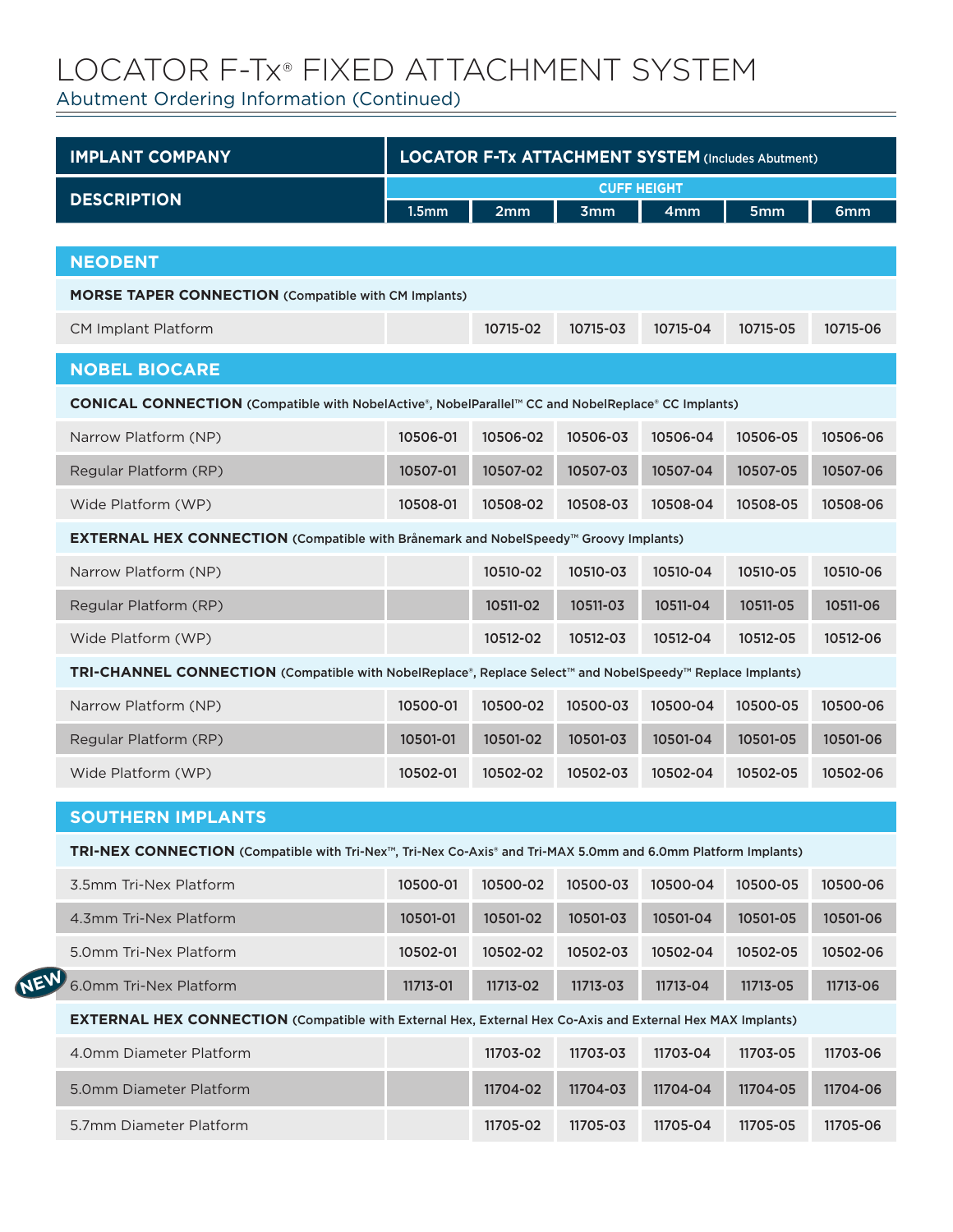# LOCATOR F-Tx® FIXED ATTACHMENT SYSTEM

## Abutment Ordering Information (Continued)

| IMPLANT COMPANY | LOCATOR F-Tx ATTACHMENT SYSTEM (Includes Abutment) | | | | | |
|---|---|---|---|---|---|---|
| DESCRIPTION | CUFF HEIGHT | | | | | |
| | 1.5mm | 2mm | 3mm | 4mm | 5mm | 6mm |
| **NEODENT** | | | | | | |
| **MORSE TAPER CONNECTION** (Compatible with CM Implants) | | | | | | |
| CM Implant Platform | | 10715-02 | 10715-03 | 10715-04 | 10715-05 | 10715-06 |
| **NOBEL BIOCARE** | | | | | | |
| **CONICAL CONNECTION** (Compatible with NobelActive®, NobelParallel™ CC and NobelReplace® CC Implants) | | | | | | |
| Narrow Platform (NP) | 10506-01 | 10506-02 | 10506-03 | 10506-04 | 10506-05 | 10506-06 |
| Regular Platform (RP) | 10507-01 | 10507-02 | 10507-03 | 10507-04 | 10507-05 | 10507-06 |
| Wide Platform (WP) | 10508-01 | 10508-02 | 10508-03 | 10508-04 | 10508-05 | 10508-06 |
| **EXTERNAL HEX CONNECTION** (Compatible with Brånemark and NobelSpeedy™ Groovy Implants) | | | | | | |
| Narrow Platform (NP) | | 10510-02 | 10510-03 | 10510-04 | 10510-05 | 10510-06 |
| Regular Platform (RP) | | 10511-02 | 10511-03 | 10511-04 | 10511-05 | 10511-06 |
| Wide Platform (WP) | | 10512-02 | 10512-03 | 10512-04 | 10512-05 | 10512-06 |
| **TRI-CHANNEL CONNECTION** (Compatible with NobelReplace®, Replace Select™ and NobelSpeedy™ Replace Implants) | | | | | | |
| Narrow Platform (NP) | 10500-01 | 10500-02 | 10500-03 | 10500-04 | 10500-05 | 10500-06 |
| Regular Platform (RP) | 10501-01 | 10501-02 | 10501-03 | 10501-04 | 10501-05 | 10501-06 |
| Wide Platform (WP) | 10502-01 | 10502-02 | 10502-03 | 10502-04 | 10502-05 | 10502-06 |
| **SOUTHERN IMPLANTS** | | | | | | |
| **TRI-NEX CONNECTION** (Compatible with Tri-Nex™, Tri-Nex Co-Axis® and Tri-MAX 5.0mm and 6.0mm Platform Implants) | | | | | | |
| 3.5mm Tri-Nex Platform | 10500-01 | 10500-02 | 10500-03 | 10500-04 | 10500-05 | 10500-06 |
| 4.3mm Tri-Nex Platform | 10501-01 | 10501-02 | 10501-03 | 10501-04 | 10501-05 | 10501-06 |
| 5.0mm Tri-Nex Platform | 10502-01 | 10502-02 | 10502-03 | 10502-04 | 10502-05 | 10502-06 |
| NEW 6.0mm Tri-Nex Platform | 11713-01 | 11713-02 | 11713-03 | 11713-04 | 11713-05 | 11713-06 |
| **EXTERNAL HEX CONNECTION** (Compatible with External Hex, External Hex Co-Axis and External Hex MAX Implants) | | | | | | |
| 4.0mm Diameter Platform | | 11703-02 | 11703-03 | 11703-04 | 11703-05 | 11703-06 |
| 5.0mm Diameter Platform | | 11704-02 | 11704-03 | 11704-04 | 11704-05 | 11704-06 |
| 5.7mm Diameter Platform | | 11705-02 | 11705-03 | 11705-04 | 11705-05 | 11705-06 |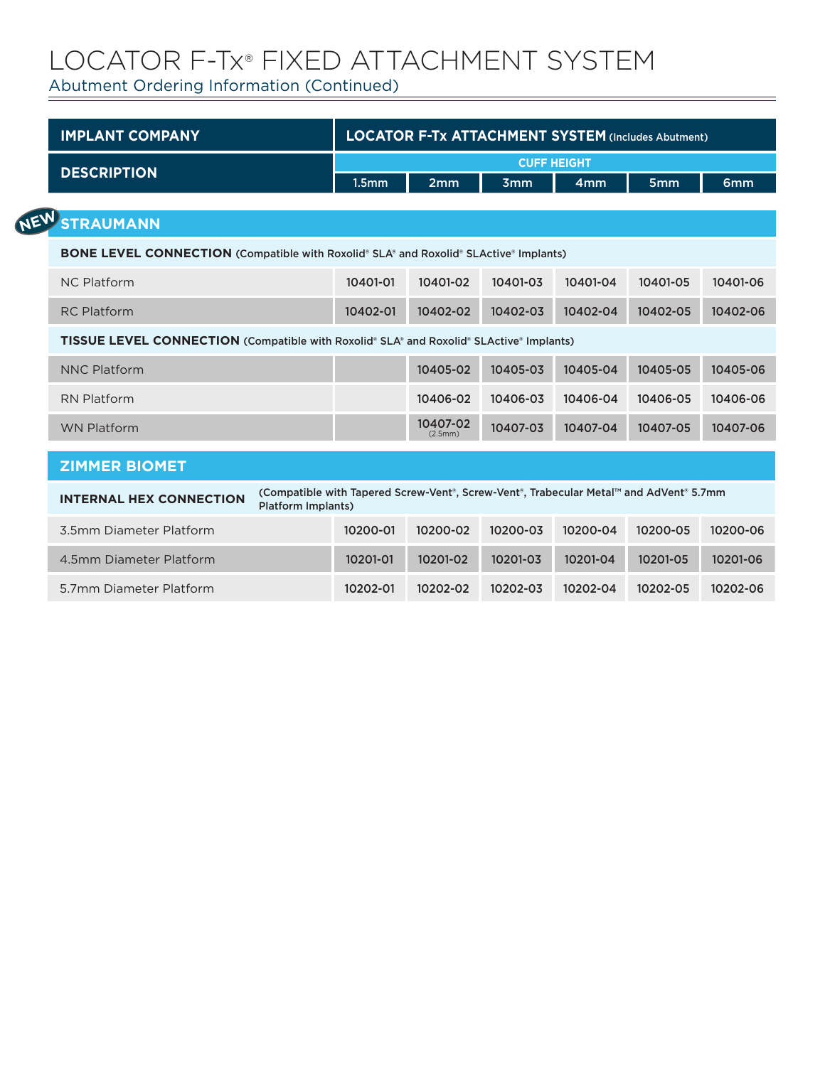# LOCATOR F-Tx® FIXED ATTACHMENT SYSTEM

## Abutment Ordering Information (Continued)

| IMPLANT COMPANY | LOCATOR F-Tx ATTACHMENT SYSTEM (Includes Abutment) | | | | | |
|---|---|---|---|---|---|---|
| DESCRIPTION | CUFF HEIGHT | | | | | |
| | 1.5mm | 2mm | 3mm | 4mm | 5mm | 6mm |
| **NEW STRAUMANN** | | | | | | |
| **BONE LEVEL CONNECTION** (Compatible with Roxolid® SLA® and Roxolid® SLActive® Implants) | | | | | | |
| NC Platform | 10401-01 | 10401-02 | 10401-03 | 10401-04 | 10401-05 | 10401-06 |
| RC Platform | 10402-01 | 10402-02 | 10402-03 | 10402-04 | 10402-05 | 10402-06 |
| **TISSUE LEVEL CONNECTION** (Compatible with Roxolid® SLA® and Roxolid® SLActive® Implants) | | | | | | |
| NNC Platform | | 10405-02 | 10405-03 | 10405-04 | 10405-05 | 10405-06 |
| RN Platform | | 10406-02 | 10406-03 | 10406-04 | 10406-05 | 10406-06 |
| WN Platform | | 10407-02 (2.5mm) | 10407-03 | 10407-04 | 10407-05 | 10407-06 |
| **ZIMMER BIOMET** | | | | | | |
| **INTERNAL HEX CONNECTION** (Compatible with Tapered Screw-Vent®, Screw-Vent®, Trabecular Metal™ and AdVent® 5.7mm Platform Implants) | | | | | | |
| 3.5mm Diameter Platform | 10200-01 | 10200-02 | 10200-03 | 10200-04 | 10200-05 | 10200-06 |
| 4.5mm Diameter Platform | 10201-01 | 10201-02 | 10201-03 | 10201-04 | 10201-05 | 10201-06 |
| 5.7mm Diameter Platform | 10202-01 | 10202-02 | 10202-03 | 10202-04 | 10202-05 | 10202-06 |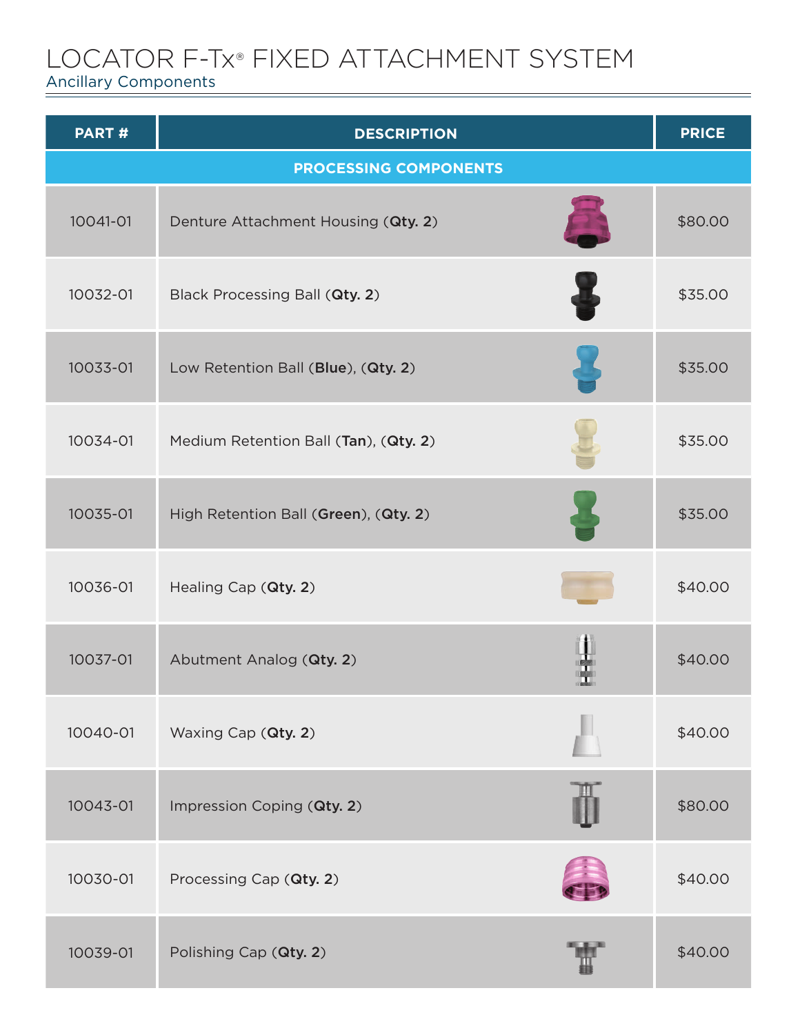# LOCATOR F-Tx® FIXED ATTACHMENT SYSTEM

## Ancillary Components

| PART # | DESCRIPTION | PRICE |
|---|---|---|
| **PROCESSING COMPONENTS** | | |
| 10041-01 | Denture Attachment Housing (**Qty. 2**) | $80.00 |
| 10032-01 | Black Processing Ball (**Qty. 2**) | $35.00 |
| 10033-01 | Low Retention Ball (**Blue**), (**Qty. 2**) | $35.00 |
| 10034-01 | Medium Retention Ball (**Tan**), (**Qty. 2**) | $35.00 |
| 10035-01 | High Retention Ball (**Green**), (**Qty. 2**) | $35.00 |
| 10036-01 | Healing Cap (**Qty. 2**) | $40.00 |
| 10037-01 | Abutment Analog (**Qty. 2**) | $40.00 |
| 10040-01 | Waxing Cap (**Qty. 2**) | $40.00 |
| 10043-01 | Impression Coping (**Qty. 2**) | $80.00 |
| 10030-01 | Processing Cap (**Qty. 2**) | $40.00 |
| 10039-01 | Polishing Cap (**Qty. 2**) | $40.00 |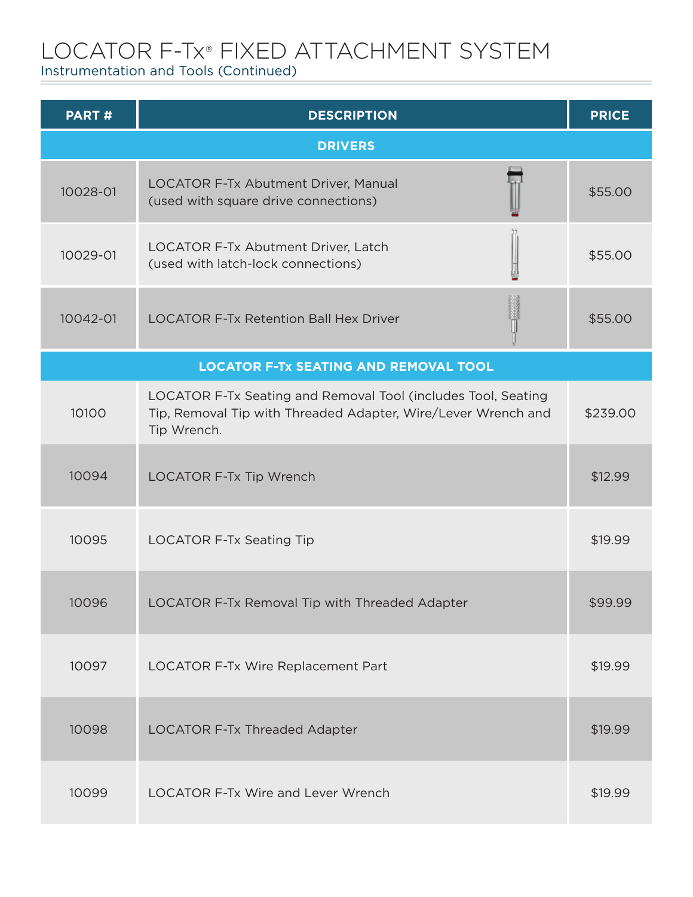# LOCATOR F-Tx® FIXED ATTACHMENT SYSTEM

## Instrumentation and Tools (Continued)

| PART # | DESCRIPTION | PRICE |
|---|---|---|
| **DRIVERS** | | |
| 10028-01 | LOCATOR F-Tx Abutment Driver, Manual (used with square drive connections) | $55.00 |
| 10029-01 | LOCATOR F-Tx Abutment Driver, Latch (used with latch-lock connections) | $55.00 |
| 10042-01 | LOCATOR F-Tx Retention Ball Hex Driver | $55.00 |
| **LOCATOR F-Tx SEATING AND REMOVAL TOOL** | | |
| 10100 | LOCATOR F-Tx Seating and Removal Tool (includes Tool, Seating Tip, Removal Tip with Threaded Adapter, Wire/Lever Wrench and Tip Wrench. | $239.00 |
| 10094 | LOCATOR F-Tx Tip Wrench | $12.99 |
| 10095 | LOCATOR F-Tx Seating Tip | $19.99 |
| 10096 | LOCATOR F-Tx Removal Tip with Threaded Adapter | $99.99 |
| 10097 | LOCATOR F-Tx Wire Replacement Part | $19.99 |
| 10098 | LOCATOR F-Tx Threaded Adapter | $19.99 |
| 10099 | LOCATOR F-Tx Wire and Lever Wrench | $19.99 |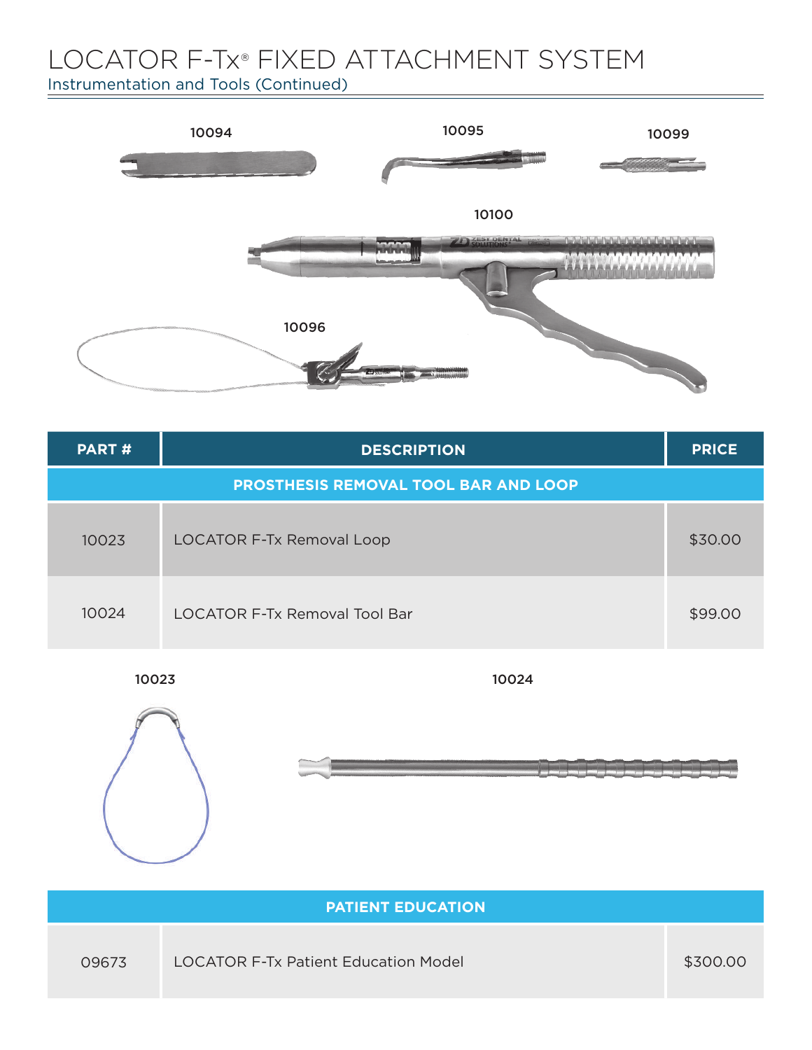# LOCATOR F-Tx® FIXED ATTACHMENT SYSTEM

## Instrumentation and Tools (Continued)

10094

10095

10099

10100

10096

| PART # | DESCRIPTION | PRICE |
|---|---|---|
| **PROSTHESIS REMOVAL TOOL BAR AND LOOP** | | |
| 10023 | LOCATOR F-Tx Removal Loop | $30.00 |
| 10024 | LOCATOR F-Tx Removal Tool Bar | $99.00 |

10023

10024

| PART # | DESCRIPTION | PRICE |
|---|---|---|
| **PATIENT EDUCATION** | | |
| 09673 | LOCATOR F-Tx Patient Education Model | $300.00 |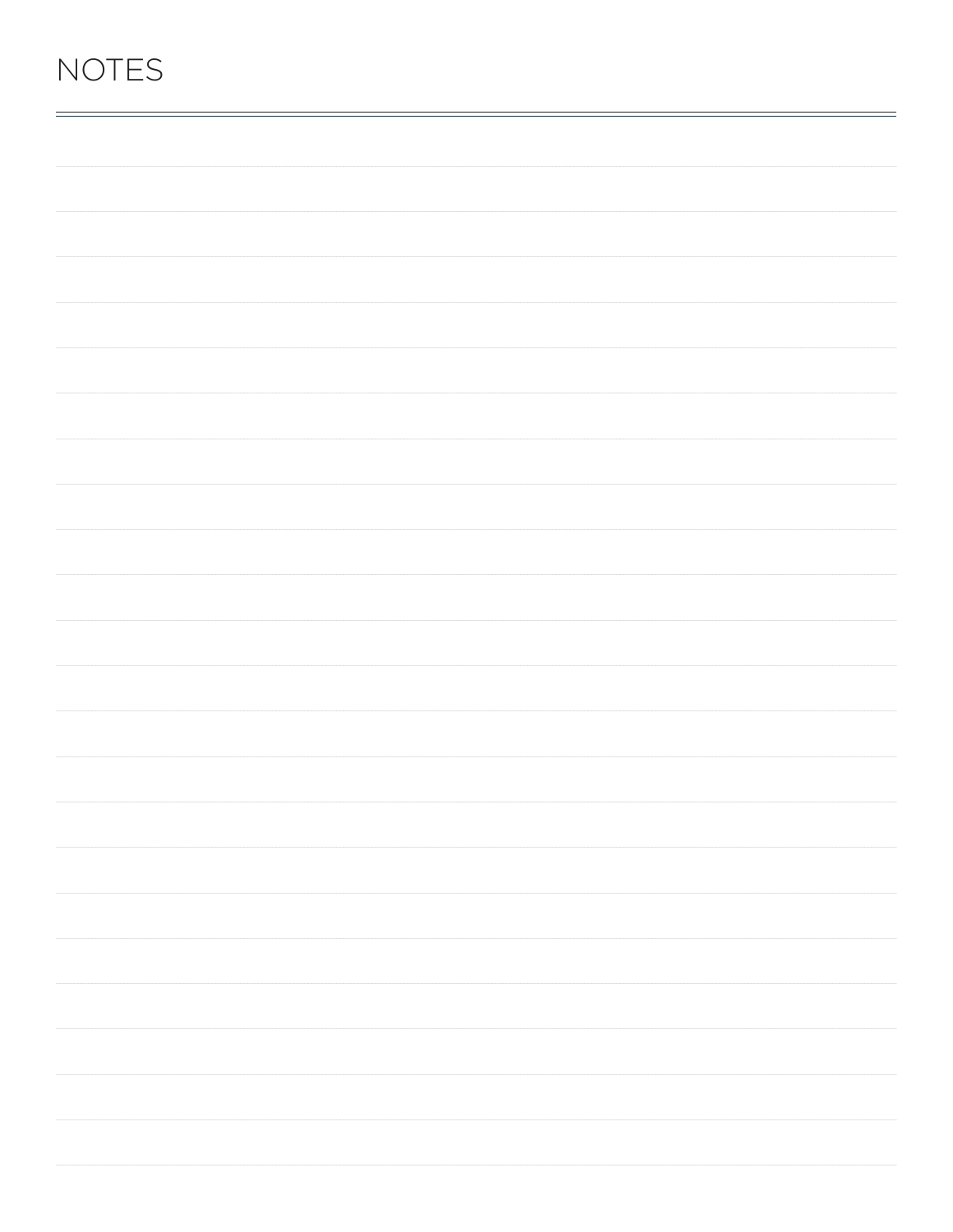# NOTES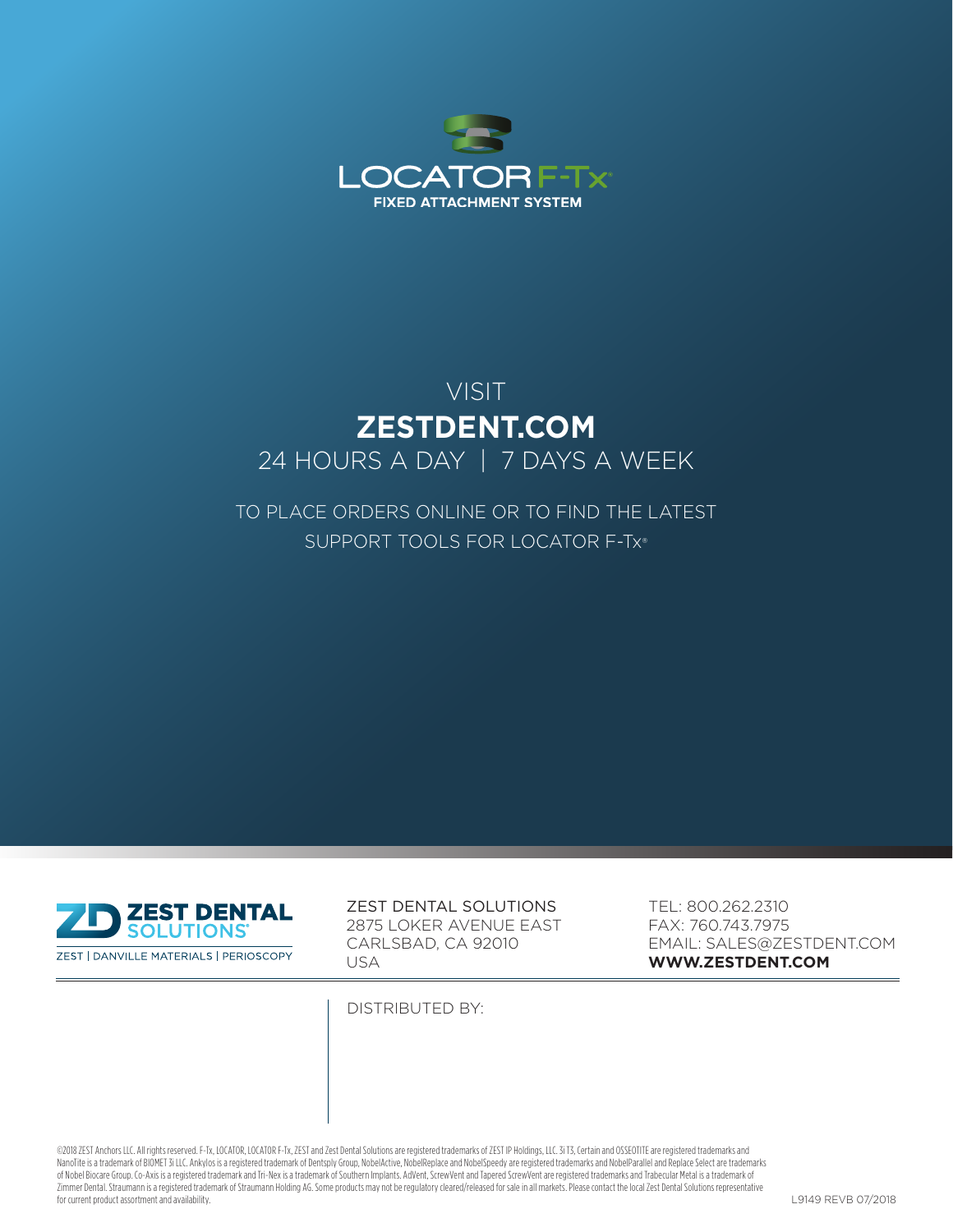LOCATOR F-Tx®

FIXED ATTACHMENT SYSTEM

VISIT

**ZESTDENT.COM**

24 HOURS A DAY | 7 DAYS A WEEK

TO PLACE ORDERS ONLINE OR TO FIND THE LATEST SUPPORT TOOLS FOR LOCATOR F-Tx®

ZEST DENTAL SOLUTIONS®

ZEST | DANVILLE MATERIALS | PERIOSCOPY

ZEST DENTAL SOLUTIONS
2875 LOKER AVENUE EAST
CARLSBAD, CA 92010
USA

TEL: 800.262.2310
FAX: 760.743.7975
EMAIL: SALES@ZESTDENT.COM
**WWW.ZESTDENT.COM**

DISTRIBUTED BY:

©2018 ZEST Anchors LLC. All rights reserved. F-Tx, LOCATOR, LOCATOR F-Tx, ZEST and Zest Dental Solutions are registered trademarks of ZEST IP Holdings, LLC. 3i T3, Certain and OSSEOTITE are registered trademarks and NanoTite is a trademark of BIOMET 3i LLC. Ankylos is a registered trademark of Dentsply Group, NobelActive, NobelReplace and NobelSpeedy are registered trademarks and NobelParallel and Replace Select are trademarks of Nobel Biocare Group. Co-Axis is a registered trademark and Tri-Nex is a trademark of Southern Implants. AdVent, ScrewVent and Tapered ScrewVent are registered trademarks and Trabecular Metal is a trademark of Zimmer Dental. Straumann is a registered trademark of Straumann Holding AG. Some products may not be regulatory cleared/released for sale in all markets. Please contact the local Zest Dental Solutions representative for current product assortment and availability.

L9149 REVB 07/2018